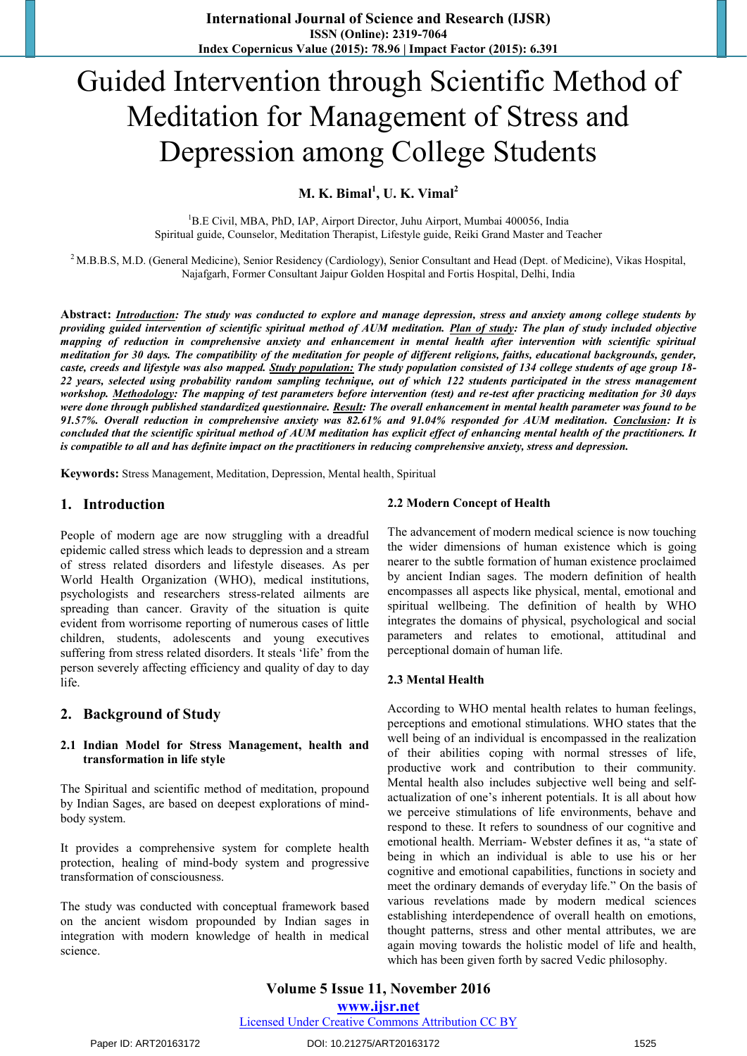# Guided Intervention through Scientific Method of Meditation for Management of Stress and Depression among College Students

**M. K. Bimal[1], U. K. Vimal[2]**

[1]B.E Civil, MBA, PhD, IAP, Airport Director, Juhu Airport, Mumbai 400056, India
Spiritual guide, Counselor, Meditation Therapist, Lifestyle guide, Reiki Grand Master and Teacher

[2] M.B.B.S, M.D. (General Medicine), Senior Residency (Cardiology), Senior Consultant and Head (Dept. of Medicine), Vikas Hospital, Najafgarh, Former Consultant Jaipur Golden Hospital and Fortis Hospital, Delhi, India

**Abstract:** ***Introduction**: The study was conducted to explore and manage depression, stress and anxiety among college students by providing guided intervention of scientific spiritual method of AUM meditation. **Plan of study**: The plan of study included objective mapping of reduction in comprehensive anxiety and enhancement in mental health after intervention with scientific spiritual meditation for 30 days. The compatibility of the meditation for people of different religions, faiths, educational backgrounds, gender, caste, creeds and lifestyle was also mapped. **Study population:** The study population consisted of 134 college students of age group 18-22 years, selected using probability random sampling technique, out of which 122 students participated in the stress management workshop. **Methodology**: The mapping of test parameters before intervention (test) and re-test after practicing meditation for 30 days were done through published standardized questionnaire. **Result**: The overall enhancement in mental health parameter was found to be 91.57%. Overall reduction in comprehensive anxiety was 82.61% and 91.04% responded for AUM meditation. **Conclusion**: It is concluded that the scientific spiritual method of AUM meditation has explicit effect of enhancing mental health of the practitioners. It is compatible to all and has definite impact on the practitioners in reducing comprehensive anxiety, stress and depression.*

**Keywords:** Stress Management, Meditation, Depression, Mental health, Spiritual

## 1. Introduction

People of modern age are now struggling with a dreadful epidemic called stress which leads to depression and a stream of stress related disorders and lifestyle diseases. As per World Health Organization (WHO), medical institutions, psychologists and researchers stress-related ailments are spreading than cancer. Gravity of the situation is quite evident from worrisome reporting of numerous cases of little children, students, adolescents and young executives suffering from stress related disorders. It steals 'life' from the person severely affecting efficiency and quality of day to day life.

## 2. Background of Study

### 2.1 Indian Model for Stress Management, health and transformation in life style

The Spiritual and scientific method of meditation, propound by Indian Sages, are based on deepest explorations of mind-body system.

It provides a comprehensive system for complete health protection, healing of mind-body system and progressive transformation of consciousness.

The study was conducted with conceptual framework based on the ancient wisdom propounded by Indian sages in integration with modern knowledge of health in medical science.

### 2.2 Modern Concept of Health

The advancement of modern medical science is now touching the wider dimensions of human existence which is going nearer to the subtle formation of human existence proclaimed by ancient Indian sages. The modern definition of health encompasses all aspects like physical, mental, emotional and spiritual wellbeing. The definition of health by WHO integrates the domains of physical, psychological and social parameters and relates to emotional, attitudinal and perceptional domain of human life.

### 2.3 Mental Health

According to WHO mental health relates to human feelings, perceptions and emotional stimulations. WHO states that the well being of an individual is encompassed in the realization of their abilities coping with normal stresses of life, productive work and contribution to their community. Mental health also includes subjective well being and self-actualization of one's inherent potentials. It is all about how we perceive stimulations of life environments, behave and respond to these. It refers to soundness of our cognitive and emotional health. Merriam- Webster defines it as, "a state of being in which an individual is able to use his or her cognitive and emotional capabilities, functions in society and meet the ordinary demands of everyday life." On the basis of various revelations made by modern medical sciences establishing interdependence of overall health on emotions, thought patterns, stress and other mental attributes, we are again moving towards the holistic model of life and health, which has been given forth by sacred Vedic philosophy.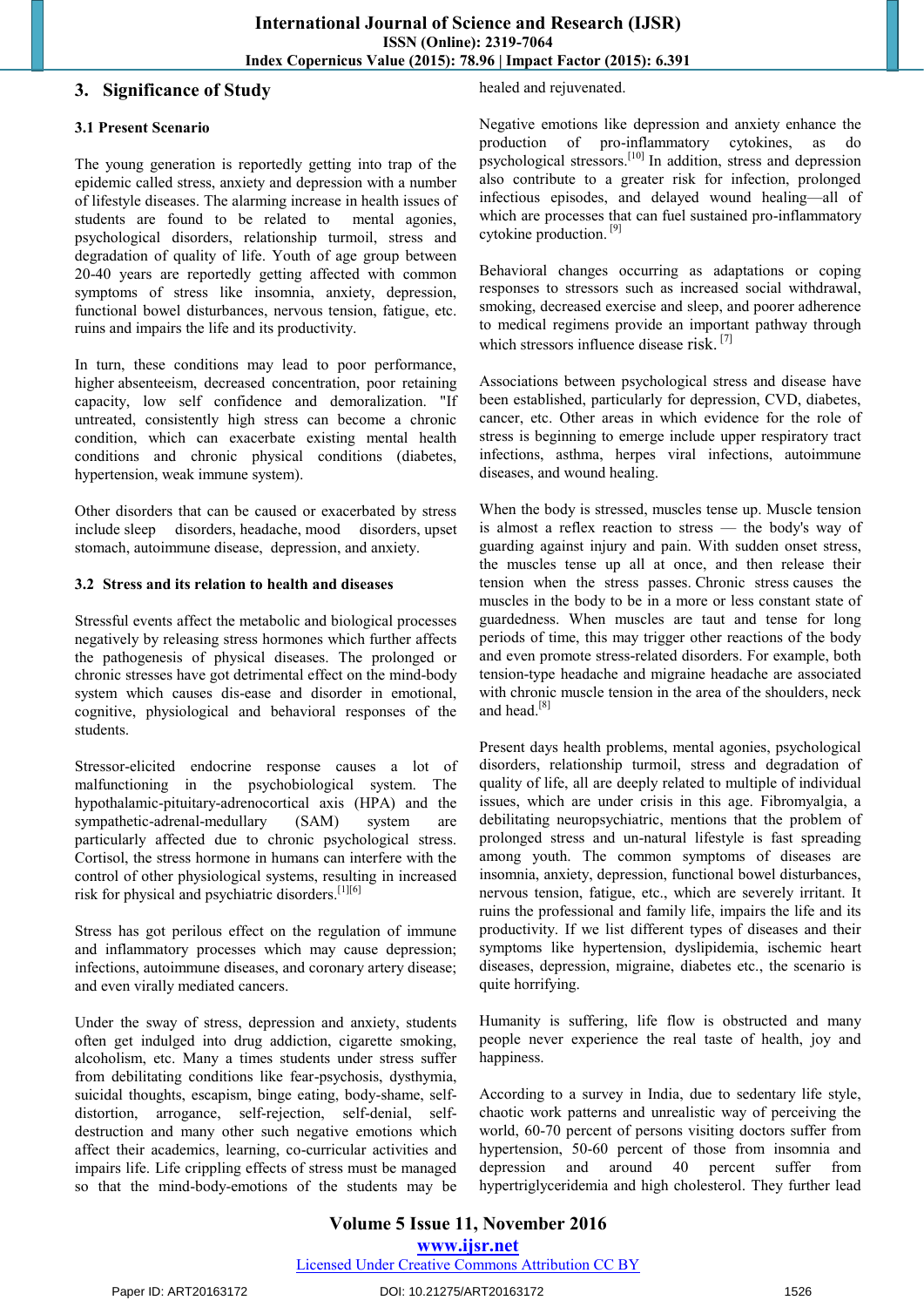## 3. Significance of Study

### 3.1 Present Scenario

The young generation is reportedly getting into trap of the epidemic called stress, anxiety and depression with a number of lifestyle diseases. The alarming increase in health issues of students are found to be related to mental agonies, psychological disorders, relationship turmoil, stress and degradation of quality of life. Youth of age group between 20-40 years are reportedly getting affected with common symptoms of stress like insomnia, anxiety, depression, functional bowel disturbances, nervous tension, fatigue, etc. ruins and impairs the life and its productivity.

In turn, these conditions may lead to poor performance, higher absenteeism, decreased concentration, poor retaining capacity, low self confidence and demoralization. "If untreated, consistently high stress can become a chronic condition, which can exacerbate existing mental health conditions and chronic physical conditions (diabetes, hypertension, weak immune system).

Other disorders that can be caused or exacerbated by stress include sleep disorders, headache, mood disorders, upset stomach, autoimmune disease, depression, and anxiety.

### 3.2 Stress and its relation to health and diseases

Stressful events affect the metabolic and biological processes negatively by releasing stress hormones which further affects the pathogenesis of physical diseases. The prolonged or chronic stresses have got detrimental effect on the mind-body system which causes dis-ease and disorder in emotional, cognitive, physiological and behavioral responses of the students.

Stressor-elicited endocrine response causes a lot of malfunctioning in the psychobiological system. The hypothalamic-pituitary-adrenocortical axis (HPA) and the sympathetic-adrenal-medullary (SAM) system are particularly affected due to chronic psychological stress. Cortisol, the stress hormone in humans can interfere with the control of other physiological systems, resulting in increased risk for physical and psychiatric disorders.[1][6]

Stress has got perilous effect on the regulation of immune and inflammatory processes which may cause depression; infections, autoimmune diseases, and coronary artery disease; and even virally mediated cancers.

Under the sway of stress, depression and anxiety, students often get indulged into drug addiction, cigarette smoking, alcoholism, etc. Many a times students under stress suffer from debilitating conditions like fear-psychosis, dysthymia, suicidal thoughts, escapism, binge eating, body-shame, self-distortion, arrogance, self-rejection, self-denial, self-destruction and many other such negative emotions which affect their academics, learning, co-curricular activities and impairs life. Life crippling effects of stress must be managed so that the mind-body-emotions of the students may be healed and rejuvenated.

Negative emotions like depression and anxiety enhance the production of pro-inflammatory cytokines, as do psychological stressors.[10] In addition, stress and depression also contribute to a greater risk for infection, prolonged infectious episodes, and delayed wound healing—all of which are processes that can fuel sustained pro-inflammatory cytokine production. [9]

Behavioral changes occurring as adaptations or coping responses to stressors such as increased social withdrawal, smoking, decreased exercise and sleep, and poorer adherence to medical regimens provide an important pathway through which stressors influence disease risk. [7]

Associations between psychological stress and disease have been established, particularly for depression, CVD, diabetes, cancer, etc. Other areas in which evidence for the role of stress is beginning to emerge include upper respiratory tract infections, asthma, herpes viral infections, autoimmune diseases, and wound healing.

When the body is stressed, muscles tense up. Muscle tension is almost a reflex reaction to stress — the body's way of guarding against injury and pain. With sudden onset stress, the muscles tense up all at once, and then release their tension when the stress passes. Chronic stress causes the muscles in the body to be in a more or less constant state of guardedness. When muscles are taut and tense for long periods of time, this may trigger other reactions of the body and even promote stress-related disorders. For example, both tension-type headache and migraine headache are associated with chronic muscle tension in the area of the shoulders, neck and head.[8]

Present days health problems, mental agonies, psychological disorders, relationship turmoil, stress and degradation of quality of life, all are deeply related to multiple of individual issues, which are under crisis in this age. Fibromyalgia, a debilitating neuropsychiatric, mentions that the problem of prolonged stress and un-natural lifestyle is fast spreading among youth. The common symptoms of diseases are insomnia, anxiety, depression, functional bowel disturbances, nervous tension, fatigue, etc., which are severely irritant. It ruins the professional and family life, impairs the life and its productivity. If we list different types of diseases and their symptoms like hypertension, dyslipidemia, ischemic heart diseases, depression, migraine, diabetes etc., the scenario is quite horrifying.

Humanity is suffering, life flow is obstructed and many people never experience the real taste of health, joy and happiness.

According to a survey in India, due to sedentary life style, chaotic work patterns and unrealistic way of perceiving the world, 60-70 percent of persons visiting doctors suffer from hypertension, 50-60 percent of those from insomnia and depression and around 40 percent suffer from hypertriglyceridemia and high cholesterol. They further lead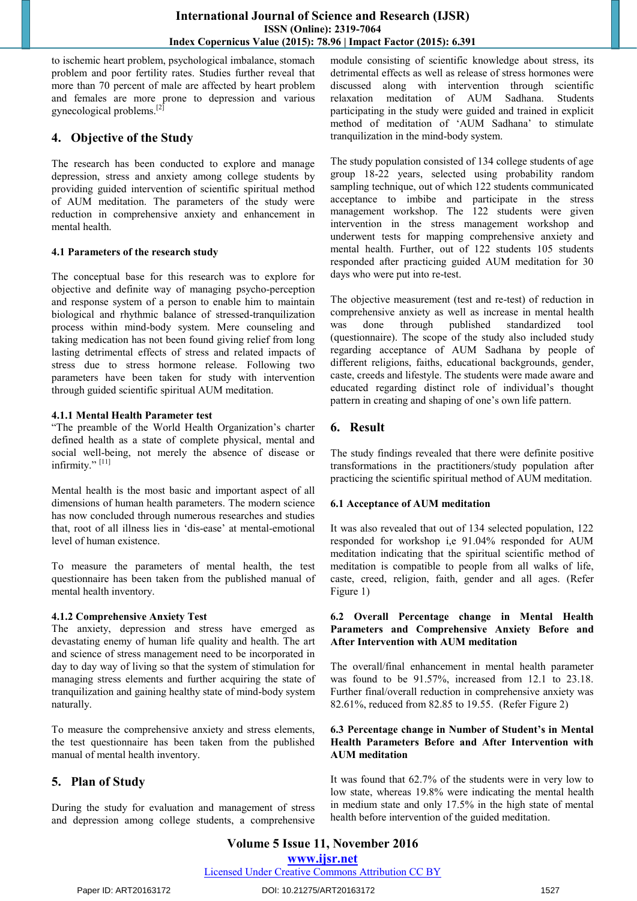to ischemic heart problem, psychological imbalance, stomach problem and poor fertility rates. Studies further reveal that more than 70 percent of male are affected by heart problem and females are more prone to depression and various gynecological problems.[2]

## 4. Objective of the Study

The research has been conducted to explore and manage depression, stress and anxiety among college students by providing guided intervention of scientific spiritual method of AUM meditation. The parameters of the study were reduction in comprehensive anxiety and enhancement in mental health.

### 4.1 Parameters of the research study

The conceptual base for this research was to explore for objective and definite way of managing psycho-perception and response system of a person to enable him to maintain biological and rhythmic balance of stressed-tranquilization process within mind-body system. Mere counseling and taking medication has not been found giving relief from long lasting detrimental effects of stress and related impacts of stress due to stress hormone release. Following two parameters have been taken for study with intervention through guided scientific spiritual AUM meditation.

#### 4.1.1 Mental Health Parameter test

"The preamble of the World Health Organization's charter defined health as a state of complete physical, mental and social well-being, not merely the absence of disease or infirmity." [11]

Mental health is the most basic and important aspect of all dimensions of human health parameters. The modern science has now concluded through numerous researches and studies that, root of all illness lies in 'dis-ease' at mental-emotional level of human existence.

To measure the parameters of mental health, the test questionnaire has been taken from the published manual of mental health inventory.

#### 4.1.2 Comprehensive Anxiety Test

The anxiety, depression and stress have emerged as devastating enemy of human life quality and health. The art and science of stress management need to be incorporated in day to day way of living so that the system of stimulation for managing stress elements and further acquiring the state of tranquilization and gaining healthy state of mind-body system naturally.

To measure the comprehensive anxiety and stress elements, the test questionnaire has been taken from the published manual of mental health inventory.

## 5. Plan of Study

During the study for evaluation and management of stress and depression among college students, a comprehensive module consisting of scientific knowledge about stress, its detrimental effects as well as release of stress hormones were discussed along with intervention through scientific relaxation meditation of AUM Sadhana. Students participating in the study were guided and trained in explicit method of meditation of 'AUM Sadhana' to stimulate tranquilization in the mind-body system.

The study population consisted of 134 college students of age group 18-22 years, selected using probability random sampling technique, out of which 122 students communicated acceptance to imbibe and participate in the stress management workshop. The 122 students were given intervention in the stress management workshop and underwent tests for mapping comprehensive anxiety and mental health. Further, out of 122 students 105 students responded after practicing guided AUM meditation for 30 days who were put into re-test.

The objective measurement (test and re-test) of reduction in comprehensive anxiety as well as increase in mental health was done through published standardized tool (questionnaire). The scope of the study also included study regarding acceptance of AUM Sadhana by people of different religions, faiths, educational backgrounds, gender, caste, creeds and lifestyle. The students were made aware and educated regarding distinct role of individual's thought pattern in creating and shaping of one's own life pattern.

## 6. Result

The study findings revealed that there were definite positive transformations in the practitioners/study population after practicing the scientific spiritual method of AUM meditation.

### 6.1 Acceptance of AUM meditation

It was also revealed that out of 134 selected population, 122 responded for workshop i,e 91.04% responded for AUM meditation indicating that the spiritual scientific method of meditation is compatible to people from all walks of life, caste, creed, religion, faith, gender and all ages. (Refer Figure 1)

### 6.2 Overall Percentage change in Mental Health Parameters and Comprehensive Anxiety Before and After Intervention with AUM meditation

The overall/final enhancement in mental health parameter was found to be 91.57%, increased from 12.1 to 23.18. Further final/overall reduction in comprehensive anxiety was 82.61%, reduced from 82.85 to 19.55. (Refer Figure 2)

### 6.3 Percentage change in Number of Student's in Mental Health Parameters Before and After Intervention with AUM meditation

It was found that 62.7% of the students were in very low to low state, whereas 19.8% were indicating the mental health in medium state and only 17.5% in the high state of mental health before intervention of the guided meditation.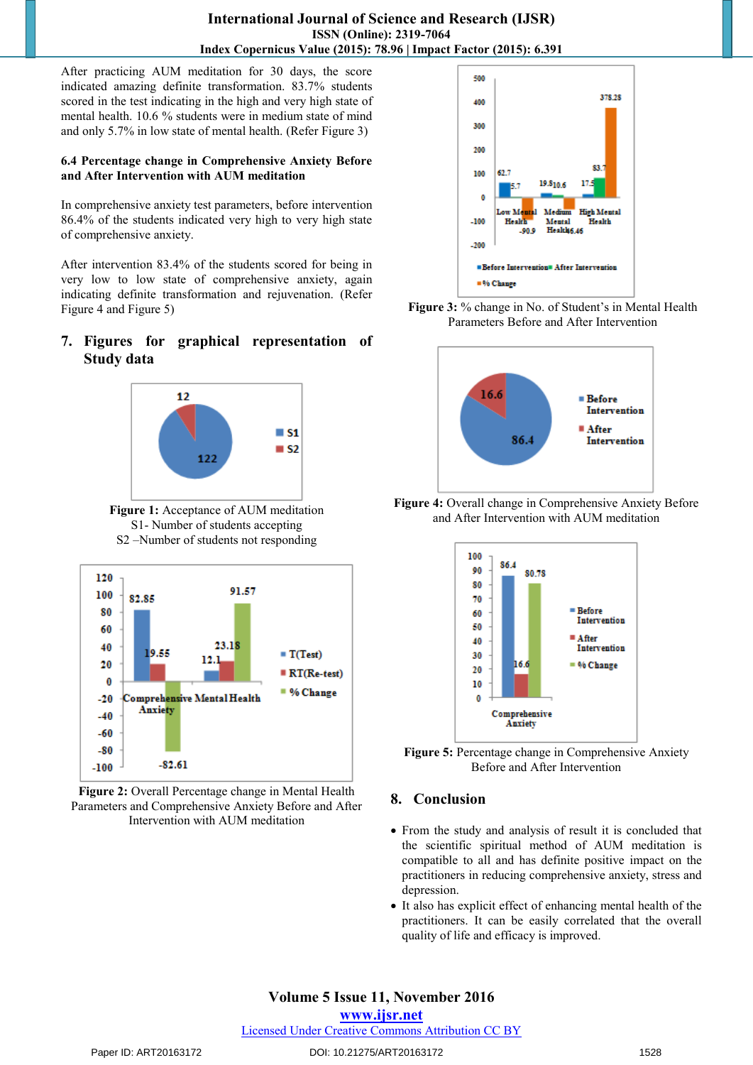After practicing AUM meditation for 30 days, the score indicated amazing definite transformation. 83.7% students scored in the test indicating in the high and very high state of mental health. 10.6 % students were in medium state of mind and only 5.7% in low state of mental health. (Refer Figure 3)

**6.4 Percentage change in Comprehensive Anxiety Before and After Intervention with AUM meditation**

In comprehensive anxiety test parameters, before intervention 86.4% of the students indicated very high to very high state of comprehensive anxiety.

After intervention 83.4% of the students scored for being in very low to low state of comprehensive anxiety, again indicating definite transformation and rejuvenation. (Refer Figure 4 and Figure 5)

## 7. Figures for graphical representation of Study data

**Figure 1:** Acceptance of AUM meditation
S1- Number of students accepting
S2 –Number of students not responding

**Figure 2:** Overall Percentage change in Mental Health Parameters and Comprehensive Anxiety Before and After Intervention with AUM meditation

**Figure 3:** % change in No. of Student's in Mental Health Parameters Before and After Intervention

**Figure 4:** Overall change in Comprehensive Anxiety Before and After Intervention with AUM meditation

**Figure 5:** Percentage change in Comprehensive Anxiety Before and After Intervention

## 8. Conclusion

- From the study and analysis of result it is concluded that the scientific spiritual method of AUM meditation is compatible to all and has definite positive impact on the practitioners in reducing comprehensive anxiety, stress and depression.
- It also has explicit effect of enhancing mental health of the practitioners. It can be easily correlated that the overall quality of life and efficacy is improved.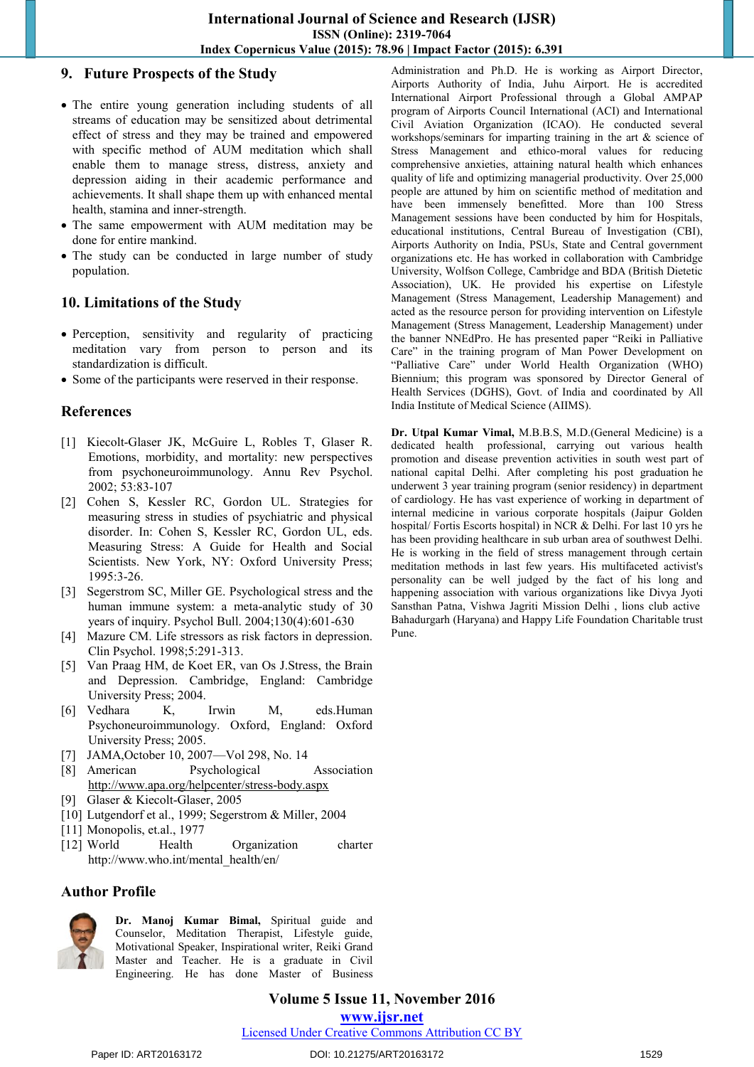## 9. Future Prospects of the Study

- The entire young generation including students of all streams of education may be sensitized about detrimental effect of stress and they may be trained and empowered with specific method of AUM meditation which shall enable them to manage stress, distress, anxiety and depression aiding in their academic performance and achievements. It shall shape them up with enhanced mental health, stamina and inner-strength.
- The same empowerment with AUM meditation may be done for entire mankind.
- The study can be conducted in large number of study population.

## 10. Limitations of the Study

- Perception, sensitivity and regularity of practicing meditation vary from person to person and its standardization is difficult.
- Some of the participants were reserved in their response.

## References

[1] Kiecolt-Glaser JK, McGuire L, Robles T, Glaser R. Emotions, morbidity, and mortality: new perspectives from psychoneuroimmunology. Annu Rev Psychol. 2002; 53:83-107

[2] Cohen S, Kessler RC, Gordon UL. Strategies for measuring stress in studies of psychiatric and physical disorder. In: Cohen S, Kessler RC, Gordon UL, eds. Measuring Stress: A Guide for Health and Social Scientists. New York, NY: Oxford University Press; 1995:3-26.

[3] Segerstrom SC, Miller GE. Psychological stress and the human immune system: a meta-analytic study of 30 years of inquiry. Psychol Bull. 2004;130(4):601-630

[4] Mazure CM. Life stressors as risk factors in depression. Clin Psychol. 1998;5:291-313.

[5] Van Praag HM, de Koet ER, van Os J.Stress, the Brain and Depression. Cambridge, England: Cambridge University Press; 2004.

[6] Vedhara K, Irwin M, eds.Human Psychoneuroimmunology. Oxford, England: Oxford University Press; 2005.

[7] JAMA,October 10, 2007—Vol 298, No. 14

[8] American Psychological Association http://www.apa.org/helpcenter/stress-body.aspx

[9] Glaser & Kiecolt-Glaser, 2005

[10] Lutgendorf et al., 1999; Segerstrom & Miller, 2004

[11] Monopolis, et.al., 1977

[12] World Health Organization charter http://www.who.int/mental_health/en/

## Author Profile

**Dr. Manoj Kumar Bimal,** Spiritual guide and Counselor, Meditation Therapist, Lifestyle guide, Motivational Speaker, Inspirational writer, Reiki Grand Master and Teacher. He is a graduate in Civil Engineering. He has done Master of Business Administration and Ph.D. He is working as Airport Director, Airports Authority of India, Juhu Airport. He is accredited International Airport Professional through a Global AMPAP program of Airports Council International (ACI) and International Civil Aviation Organization (ICAO). He conducted several workshops/seminars for imparting training in the art & science of Stress Management and ethico-moral values for reducing comprehensive anxieties, attaining natural health which enhances quality of life and optimizing managerial productivity. Over 25,000 people are attuned by him on scientific method of meditation and have been immensely benefitted. More than 100 Stress Management sessions have been conducted by him for Hospitals, educational institutions, Central Bureau of Investigation (CBI), Airports Authority on India, PSUs, State and Central government organizations etc. He has worked in collaboration with Cambridge University, Wolfson College, Cambridge and BDA (British Dietetic Association), UK. He provided his expertise on Lifestyle Management (Stress Management, Leadership Management) and acted as the resource person for providing intervention on Lifestyle Management (Stress Management, Leadership Management) under the banner NNEdPro. He has presented paper "Reiki in Palliative Care" in the training program of Man Power Development on "Palliative Care" under World Health Organization (WHO) Biennium; this program was sponsored by Director General of Health Services (DGHS), Govt. of India and coordinated by All India Institute of Medical Science (AIIMS).

**Dr. Utpal Kumar Vimal,** M.B.B.S, M.D.(General Medicine) is a dedicated health professional, carrying out various health promotion and disease prevention activities in south west part of national capital Delhi. After completing his post graduation he underwent 3 year training program (senior residency) in department of cardiology. He has vast experience of working in department of internal medicine in various corporate hospitals (Jaipur Golden hospital/ Fortis Escorts hospital) in NCR & Delhi. For last 10 yrs he has been providing healthcare in sub urban area of southwest Delhi. He is working in the field of stress management through certain meditation methods in last few years. His multifaceted activist's personality can be well judged by the fact of his long and happening association with various organizations like Divya Jyoti Sansthan Patna, Vishwa Jagriti Mission Delhi , lions club active Bahadurgarh (Haryana) and Happy Life Foundation Charitable trust Pune.